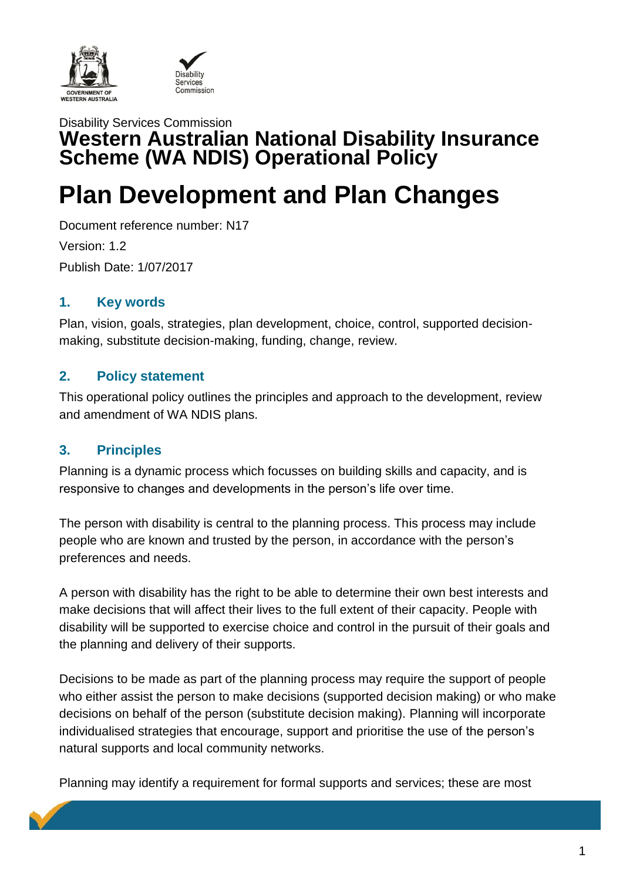Disability Services Commission

# Western Australian National Disability Insurance Scheme (WA NDIS) Operational Policy

# Plan Development and Plan Changes

Document reference number: N17

Version: 1.2

Publish Date: 1/07/2017

## 1. Key words

Plan, vision, goals, strategies, plan development, choice, control, supported decision-making, substitute decision-making, funding, change, review.

## 2. Policy statement

This operational policy outlines the principles and approach to the development, review and amendment of WA NDIS plans.

## 3. Principles

Planning is a dynamic process which focusses on building skills and capacity, and is responsive to changes and developments in the person's life over time.

The person with disability is central to the planning process. This process may include people who are known and trusted by the person, in accordance with the person's preferences and needs.

A person with disability has the right to be able to determine their own best interests and make decisions that will affect their lives to the full extent of their capacity. People with disability will be supported to exercise choice and control in the pursuit of their goals and the planning and delivery of their supports.

Decisions to be made as part of the planning process may require the support of people who either assist the person to make decisions (supported decision making) or who make decisions on behalf of the person (substitute decision making). Planning will incorporate individualised strategies that encourage, support and prioritise the use of the person's natural supports and local community networks.

Planning may identify a requirement for formal supports and services; these are most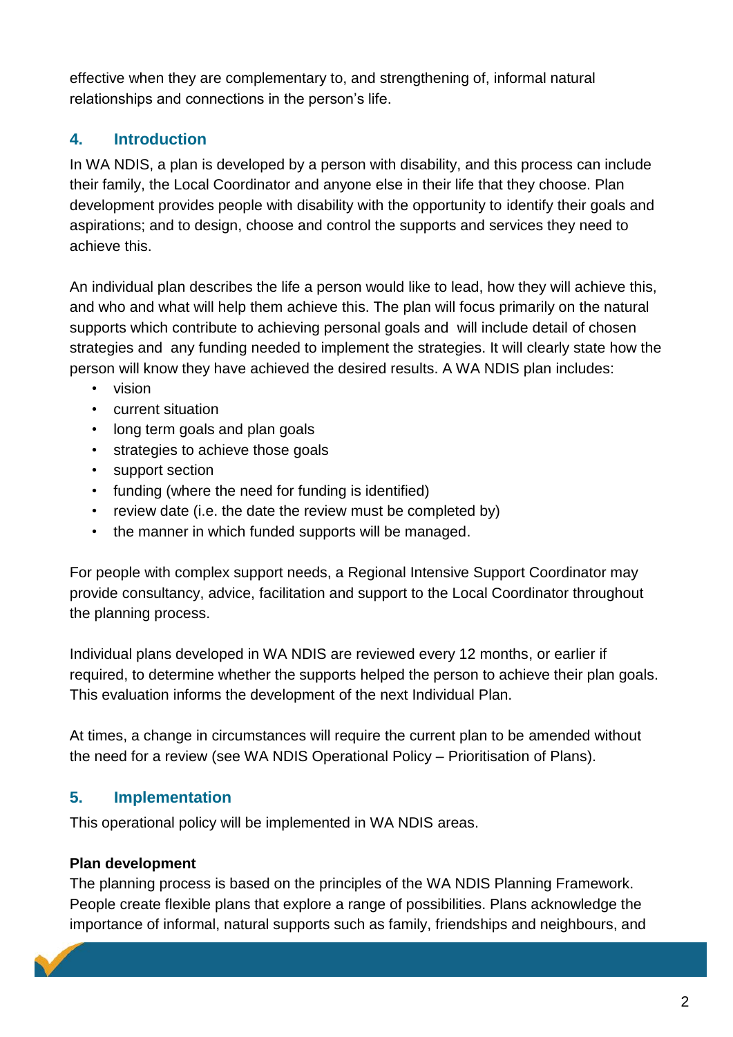effective when they are complementary to, and strengthening of, informal natural relationships and connections in the person's life.

## 4. Introduction

In WA NDIS, a plan is developed by a person with disability, and this process can include their family, the Local Coordinator and anyone else in their life that they choose. Plan development provides people with disability with the opportunity to identify their goals and aspirations; and to design, choose and control the supports and services they need to achieve this.

An individual plan describes the life a person would like to lead, how they will achieve this, and who and what will help them achieve this. The plan will focus primarily on the natural supports which contribute to achieving personal goals and will include detail of chosen strategies and any funding needed to implement the strategies. It will clearly state how the person will know they have achieved the desired results. A WA NDIS plan includes:

- vision
- current situation
- long term goals and plan goals
- strategies to achieve those goals
- support section
- funding (where the need for funding is identified)
- review date (i.e. the date the review must be completed by)
- the manner in which funded supports will be managed.

For people with complex support needs, a Regional Intensive Support Coordinator may provide consultancy, advice, facilitation and support to the Local Coordinator throughout the planning process.

Individual plans developed in WA NDIS are reviewed every 12 months, or earlier if required, to determine whether the supports helped the person to achieve their plan goals. This evaluation informs the development of the next Individual Plan.

At times, a change in circumstances will require the current plan to be amended without the need for a review (see WA NDIS Operational Policy – Prioritisation of Plans).

## 5. Implementation

This operational policy will be implemented in WA NDIS areas.

**Plan development**

The planning process is based on the principles of the WA NDIS Planning Framework. People create flexible plans that explore a range of possibilities. Plans acknowledge the importance of informal, natural supports such as family, friendships and neighbours, and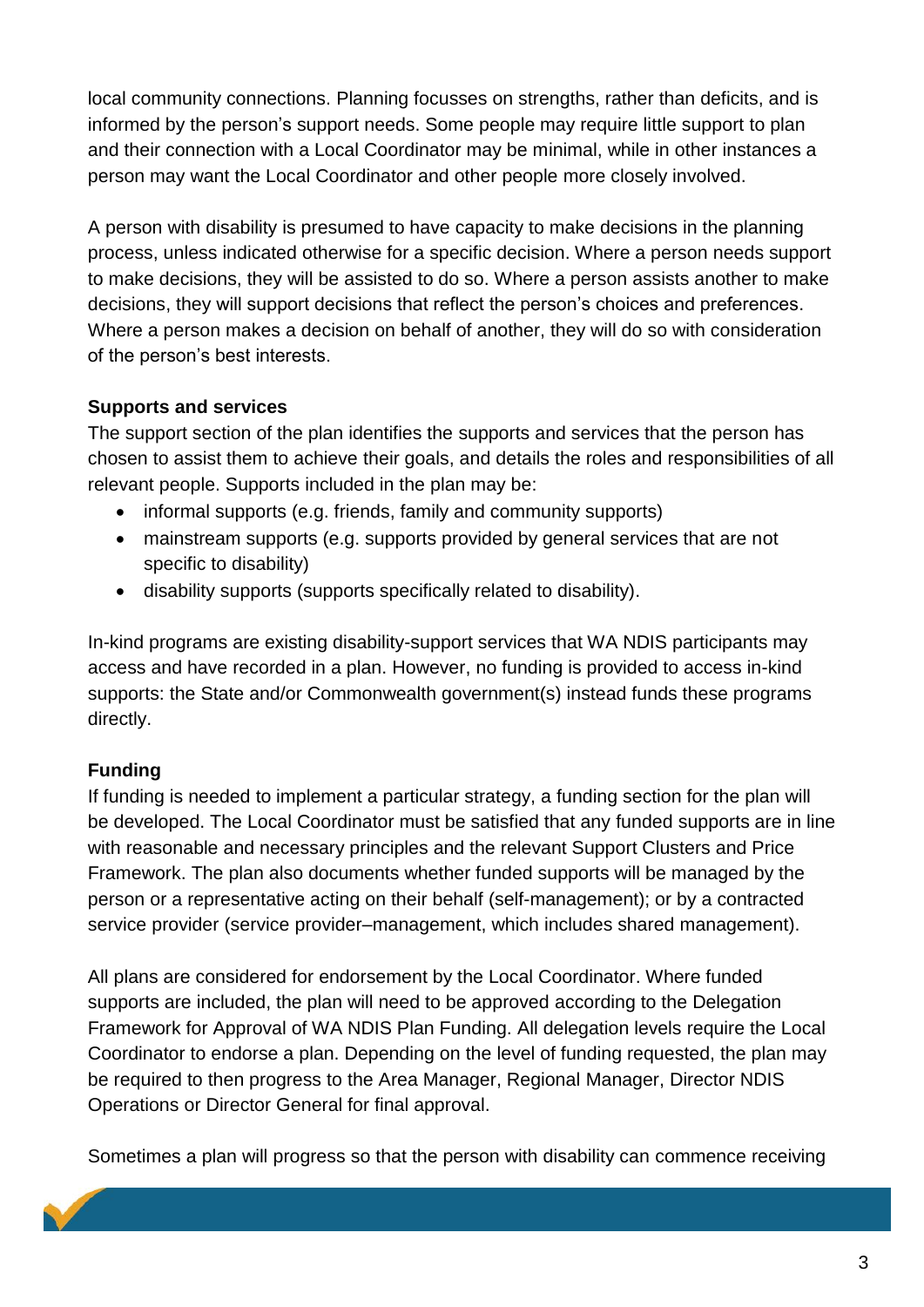local community connections. Planning focusses on strengths, rather than deficits, and is informed by the person's support needs. Some people may require little support to plan and their connection with a Local Coordinator may be minimal, while in other instances a person may want the Local Coordinator and other people more closely involved.

A person with disability is presumed to have capacity to make decisions in the planning process, unless indicated otherwise for a specific decision. Where a person needs support to make decisions, they will be assisted to do so. Where a person assists another to make decisions, they will support decisions that reflect the person's choices and preferences. Where a person makes a decision on behalf of another, they will do so with consideration of the person's best interests.

**Supports and services**

The support section of the plan identifies the supports and services that the person has chosen to assist them to achieve their goals, and details the roles and responsibilities of all relevant people. Supports included in the plan may be:

- informal supports (e.g. friends, family and community supports)
- mainstream supports (e.g. supports provided by general services that are not specific to disability)
- disability supports (supports specifically related to disability).

In-kind programs are existing disability-support services that WA NDIS participants may access and have recorded in a plan. However, no funding is provided to access in-kind supports: the State and/or Commonwealth government(s) instead funds these programs directly.

**Funding**

If funding is needed to implement a particular strategy, a funding section for the plan will be developed. The Local Coordinator must be satisfied that any funded supports are in line with reasonable and necessary principles and the relevant Support Clusters and Price Framework. The plan also documents whether funded supports will be managed by the person or a representative acting on their behalf (self-management); or by a contracted service provider (service provider–management, which includes shared management).

All plans are considered for endorsement by the Local Coordinator. Where funded supports are included, the plan will need to be approved according to the Delegation Framework for Approval of WA NDIS Plan Funding. All delegation levels require the Local Coordinator to endorse a plan. Depending on the level of funding requested, the plan may be required to then progress to the Area Manager, Regional Manager, Director NDIS Operations or Director General for final approval.

Sometimes a plan will progress so that the person with disability can commence receiving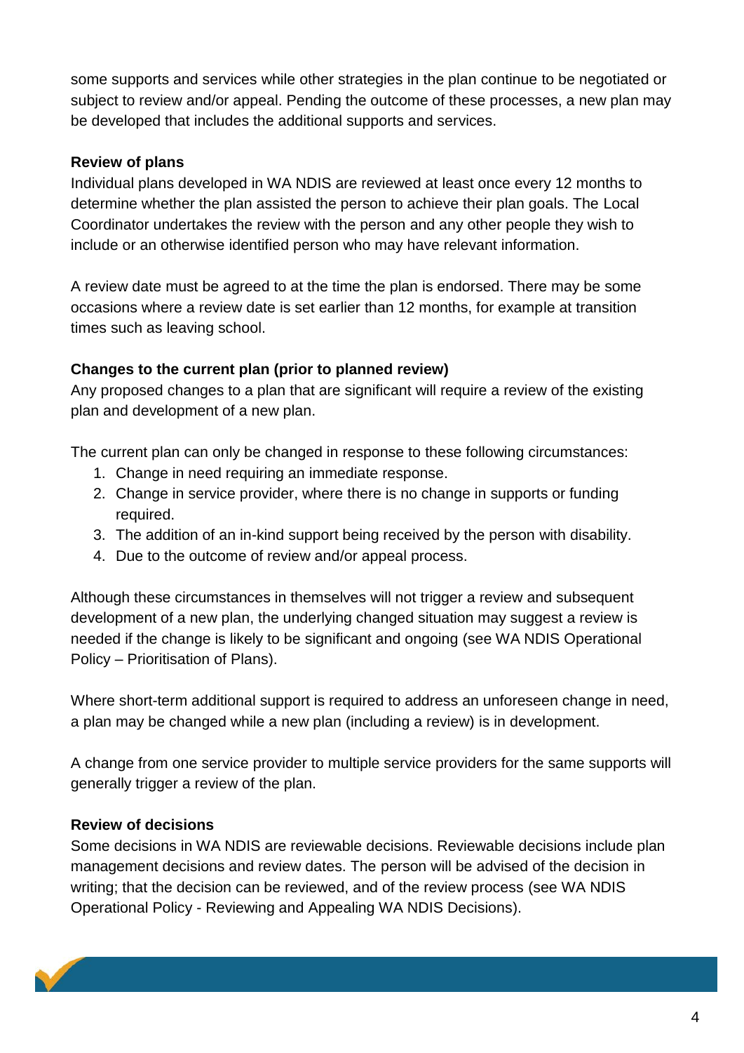some supports and services while other strategies in the plan continue to be negotiated or subject to review and/or appeal. Pending the outcome of these processes, a new plan may be developed that includes the additional supports and services.

**Review of plans**

Individual plans developed in WA NDIS are reviewed at least once every 12 months to determine whether the plan assisted the person to achieve their plan goals. The Local Coordinator undertakes the review with the person and any other people they wish to include or an otherwise identified person who may have relevant information.

A review date must be agreed to at the time the plan is endorsed. There may be some occasions where a review date is set earlier than 12 months, for example at transition times such as leaving school.

**Changes to the current plan (prior to planned review)**

Any proposed changes to a plan that are significant will require a review of the existing plan and development of a new plan.

The current plan can only be changed in response to these following circumstances:

1. Change in need requiring an immediate response.
2. Change in service provider, where there is no change in supports or funding required.
3. The addition of an in-kind support being received by the person with disability.
4. Due to the outcome of review and/or appeal process.

Although these circumstances in themselves will not trigger a review and subsequent development of a new plan, the underlying changed situation may suggest a review is needed if the change is likely to be significant and ongoing (see WA NDIS Operational Policy – Prioritisation of Plans).

Where short-term additional support is required to address an unforeseen change in need, a plan may be changed while a new plan (including a review) is in development.

A change from one service provider to multiple service providers for the same supports will generally trigger a review of the plan.

**Review of decisions**

Some decisions in WA NDIS are reviewable decisions. Reviewable decisions include plan management decisions and review dates. The person will be advised of the decision in writing; that the decision can be reviewed, and of the review process (see WA NDIS Operational Policy - Reviewing and Appealing WA NDIS Decisions).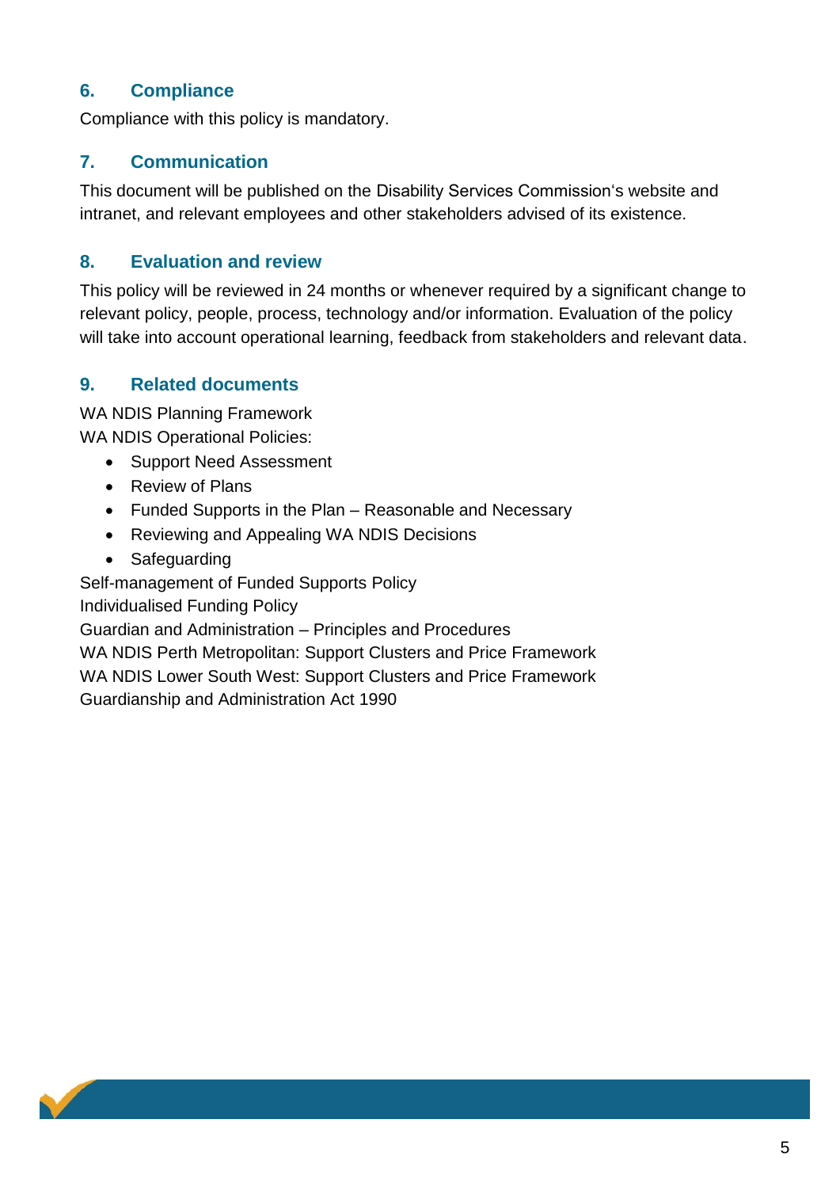## 6. Compliance

Compliance with this policy is mandatory.

## 7. Communication

This document will be published on the Disability Services Commission's website and intranet, and relevant employees and other stakeholders advised of its existence.

## 8. Evaluation and review

This policy will be reviewed in 24 months or whenever required by a significant change to relevant policy, people, process, technology and/or information. Evaluation of the policy will take into account operational learning, feedback from stakeholders and relevant data.

## 9. Related documents

WA NDIS Planning Framework
WA NDIS Operational Policies:

- Support Need Assessment
- Review of Plans
- Funded Supports in the Plan – Reasonable and Necessary
- Reviewing and Appealing WA NDIS Decisions
- Safeguarding

Self-management of Funded Supports Policy
Individualised Funding Policy
Guardian and Administration – Principles and Procedures
WA NDIS Perth Metropolitan: Support Clusters and Price Framework
WA NDIS Lower South West: Support Clusters and Price Framework
Guardianship and Administration Act 1990